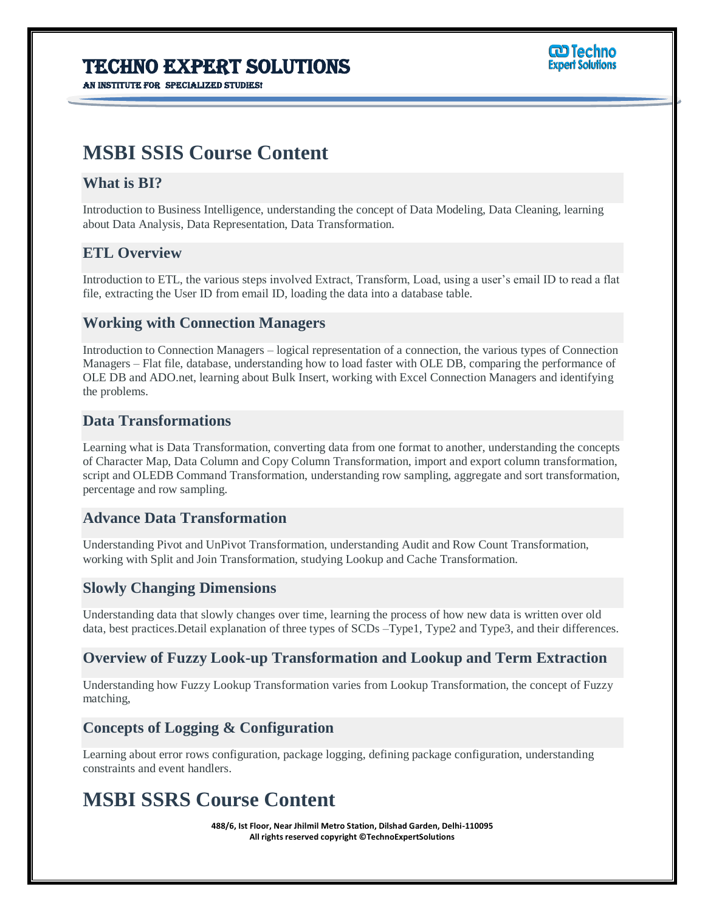# TECHNO EXPERT SOLUTIONS

AN INSTITUTE FOR SPECIALIZED STUDIES!

# MSBI SSIS Course Content

## What is BI?

Introduction to Business Intelligence, understanding the concept of Data Modeling, Data Cleaning, learning about Data Analysis, Data Representation, Data Transformation.

## ETL Overview

Introduction to ETL, the various steps involved Extract, Transform, Load, using a user's email ID to read a flat file, extracting the User ID from email ID, loading the data into a database table.

## Working with Connection Managers

Introduction to Connection Managers – logical representation of a connection, the various types of Connection Managers – Flat file, database, understanding how to load faster with OLE DB, comparing the performance of OLE DB and ADO.net, learning about Bulk Insert, working with Excel Connection Managers and identifying the problems.

## Data Transformations

Learning what is Data Transformation, converting data from one format to another, understanding the concepts of Character Map, Data Column and Copy Column Transformation, import and export column transformation, script and OLEDB Command Transformation, understanding row sampling, aggregate and sort transformation, percentage and row sampling.

## Advance Data Transformation

Understanding Pivot and UnPivot Transformation, understanding Audit and Row Count Transformation, working with Split and Join Transformation, studying Lookup and Cache Transformation.

## Slowly Changing Dimensions

Understanding data that slowly changes over time, learning the process of how new data is written over old data, best practices.Detail explanation of three types of SCDs –Type1, Type2 and Type3, and their differences.

## Overview of Fuzzy Look-up Transformation and Lookup and Term Extraction

Understanding how Fuzzy Lookup Transformation varies from Lookup Transformation, the concept of Fuzzy matching,

## Concepts of Logging & Configuration

Learning about error rows configuration, package logging, defining package configuration, understanding constraints and event handlers.

# MSBI SSRS Course Content

488/6, Ist Floor, Near Jhilmil Metro Station, Dilshad Garden, Delhi-110095
All rights reserved copyright ©TechnoExpertSolutions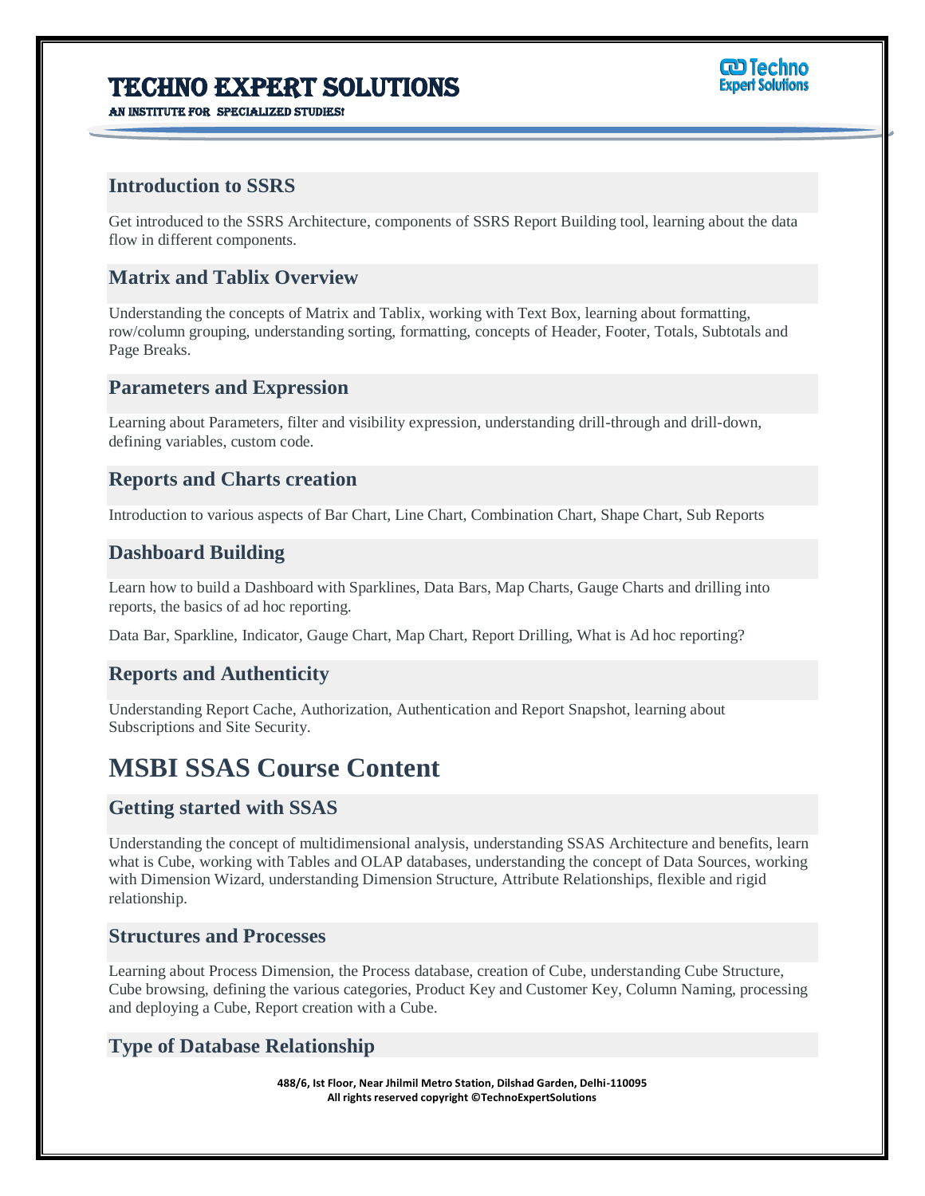## Introduction to SSRS

Get introduced to the SSRS Architecture, components of SSRS Report Building tool, learning about the data flow in different components.

## Matrix and Tablix Overview

Understanding the concepts of Matrix and Tablix, working with Text Box, learning about formatting, row/column grouping, understanding sorting, formatting, concepts of Header, Footer, Totals, Subtotals and Page Breaks.

## Parameters and Expression

Learning about Parameters, filter and visibility expression, understanding drill-through and drill-down, defining variables, custom code.

## Reports and Charts creation

Introduction to various aspects of Bar Chart, Line Chart, Combination Chart, Shape Chart, Sub Reports

## Dashboard Building

Learn how to build a Dashboard with Sparklines, Data Bars, Map Charts, Gauge Charts and drilling into reports, the basics of ad hoc reporting.

Data Bar, Sparkline, Indicator, Gauge Chart, Map Chart, Report Drilling, What is Ad hoc reporting?

## Reports and Authenticity

Understanding Report Cache, Authorization, Authentication and Report Snapshot, learning about Subscriptions and Site Security.

# MSBI SSAS Course Content

## Getting started with SSAS

Understanding the concept of multidimensional analysis, understanding SSAS Architecture and benefits, learn what is Cube, working with Tables and OLAP databases, understanding the concept of Data Sources, working with Dimension Wizard, understanding Dimension Structure, Attribute Relationships, flexible and rigid relationship.

## Structures and Processes

Learning about Process Dimension, the Process database, creation of Cube, understanding Cube Structure, Cube browsing, defining the various categories, Product Key and Customer Key, Column Naming, processing and deploying a Cube, Report creation with a Cube.

## Type of Database Relationship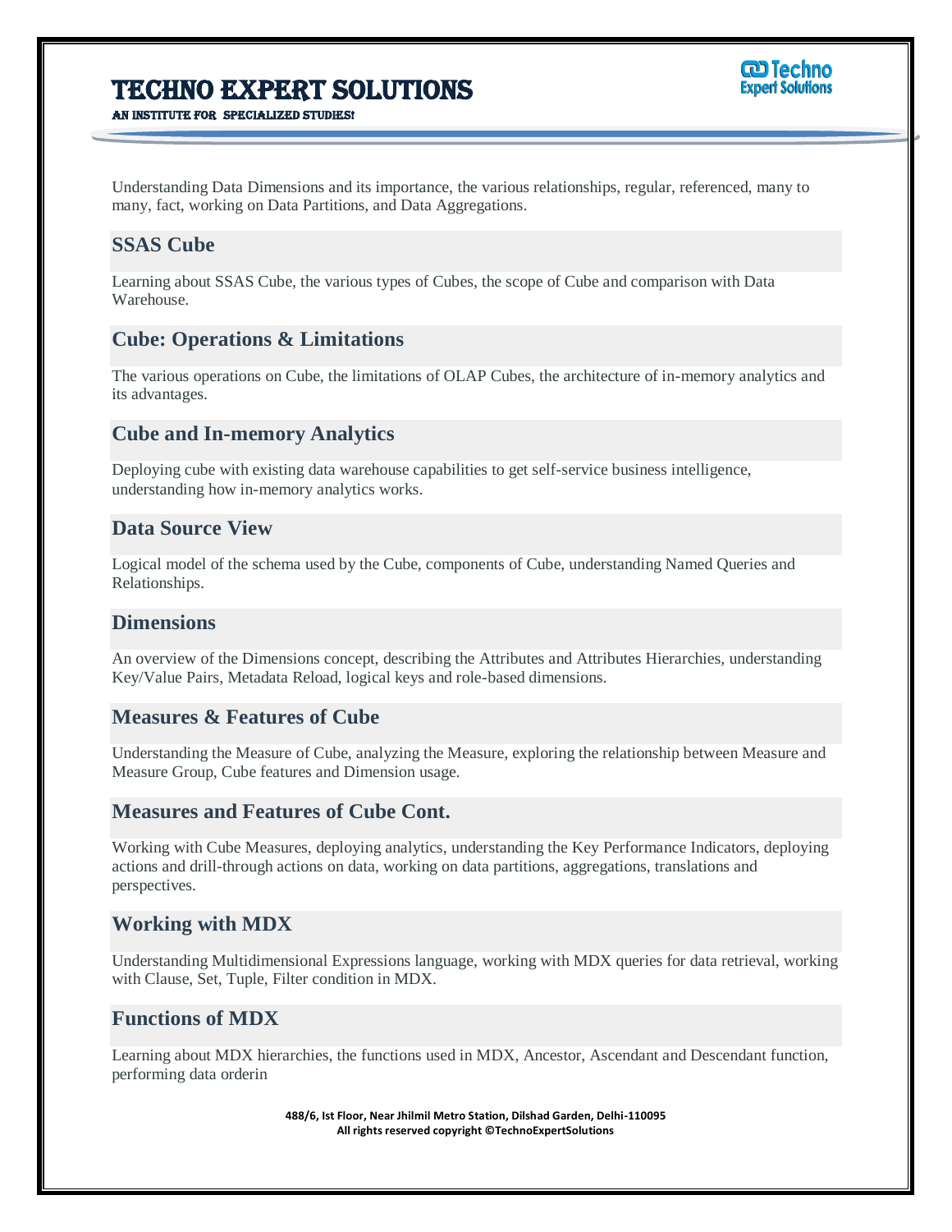Understanding Data Dimensions and its importance, the various relationships, regular, referenced, many to many, fact, working on Data Partitions, and Data Aggregations.

## SSAS Cube

Learning about SSAS Cube, the various types of Cubes, the scope of Cube and comparison with Data Warehouse.

## Cube: Operations & Limitations

The various operations on Cube, the limitations of OLAP Cubes, the architecture of in-memory analytics and its advantages.

## Cube and In-memory Analytics

Deploying cube with existing data warehouse capabilities to get self-service business intelligence, understanding how in-memory analytics works.

## Data Source View

Logical model of the schema used by the Cube, components of Cube, understanding Named Queries and Relationships.

## Dimensions

An overview of the Dimensions concept, describing the Attributes and Attributes Hierarchies, understanding Key/Value Pairs, Metadata Reload, logical keys and role-based dimensions.

## Measures & Features of Cube

Understanding the Measure of Cube, analyzing the Measure, exploring the relationship between Measure and Measure Group, Cube features and Dimension usage.

## Measures and Features of Cube Cont.

Working with Cube Measures, deploying analytics, understanding the Key Performance Indicators, deploying actions and drill-through actions on data, working on data partitions, aggregations, translations and perspectives.

## Working with MDX

Understanding Multidimensional Expressions language, working with MDX queries for data retrieval, working with Clause, Set, Tuple, Filter condition in MDX.

## Functions of MDX

Learning about MDX hierarchies, the functions used in MDX, Ancestor, Ascendant and Descendant function, performing data orderin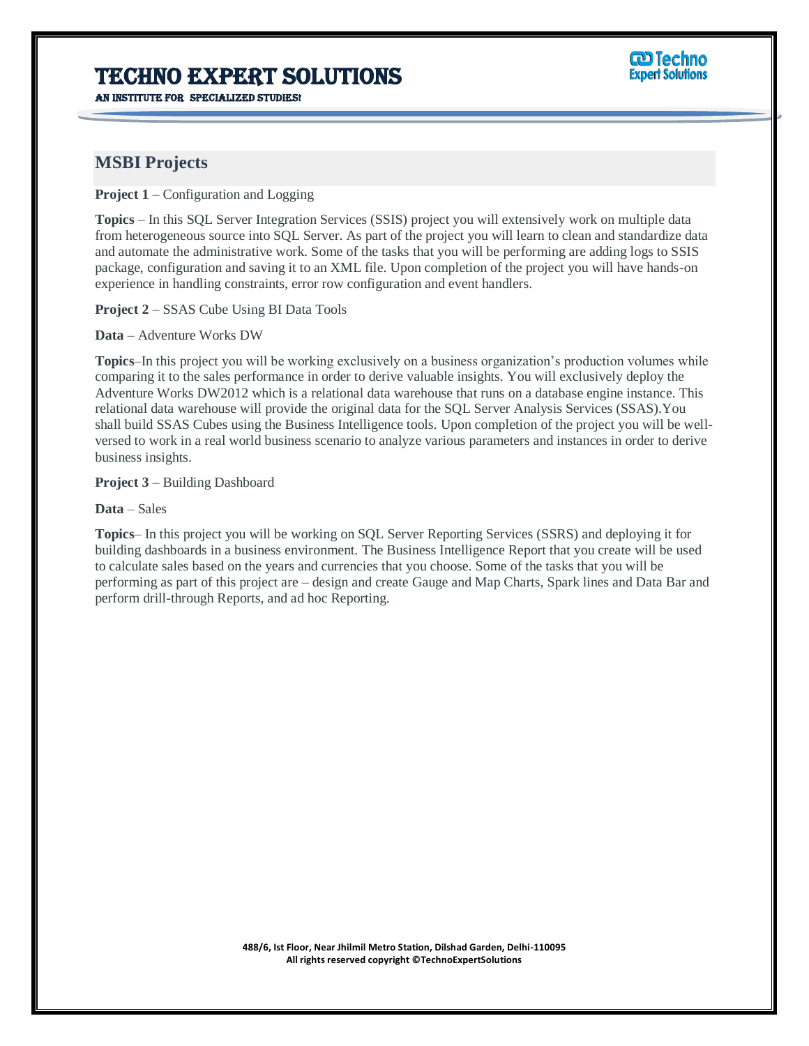## MSBI Projects

**Project 1** – Configuration and Logging

**Topics** – In this SQL Server Integration Services (SSIS) project you will extensively work on multiple data from heterogeneous source into SQL Server. As part of the project you will learn to clean and standardize data and automate the administrative work. Some of the tasks that you will be performing are adding logs to SSIS package, configuration and saving it to an XML file. Upon completion of the project you will have hands-on experience in handling constraints, error row configuration and event handlers.

**Project 2** – SSAS Cube Using BI Data Tools

**Data** – Adventure Works DW

**Topics**–In this project you will be working exclusively on a business organization's production volumes while comparing it to the sales performance in order to derive valuable insights. You will exclusively deploy the Adventure Works DW2012 which is a relational data warehouse that runs on a database engine instance. This relational data warehouse will provide the original data for the SQL Server Analysis Services (SSAS).You shall build SSAS Cubes using the Business Intelligence tools. Upon completion of the project you will be well-versed to work in a real world business scenario to analyze various parameters and instances in order to derive business insights.

**Project 3** – Building Dashboard

**Data** – Sales

**Topics**– In this project you will be working on SQL Server Reporting Services (SSRS) and deploying it for building dashboards in a business environment. The Business Intelligence Report that you create will be used to calculate sales based on the years and currencies that you choose. Some of the tasks that you will be performing as part of this project are – design and create Gauge and Map Charts, Spark lines and Data Bar and perform drill-through Reports, and ad hoc Reporting.